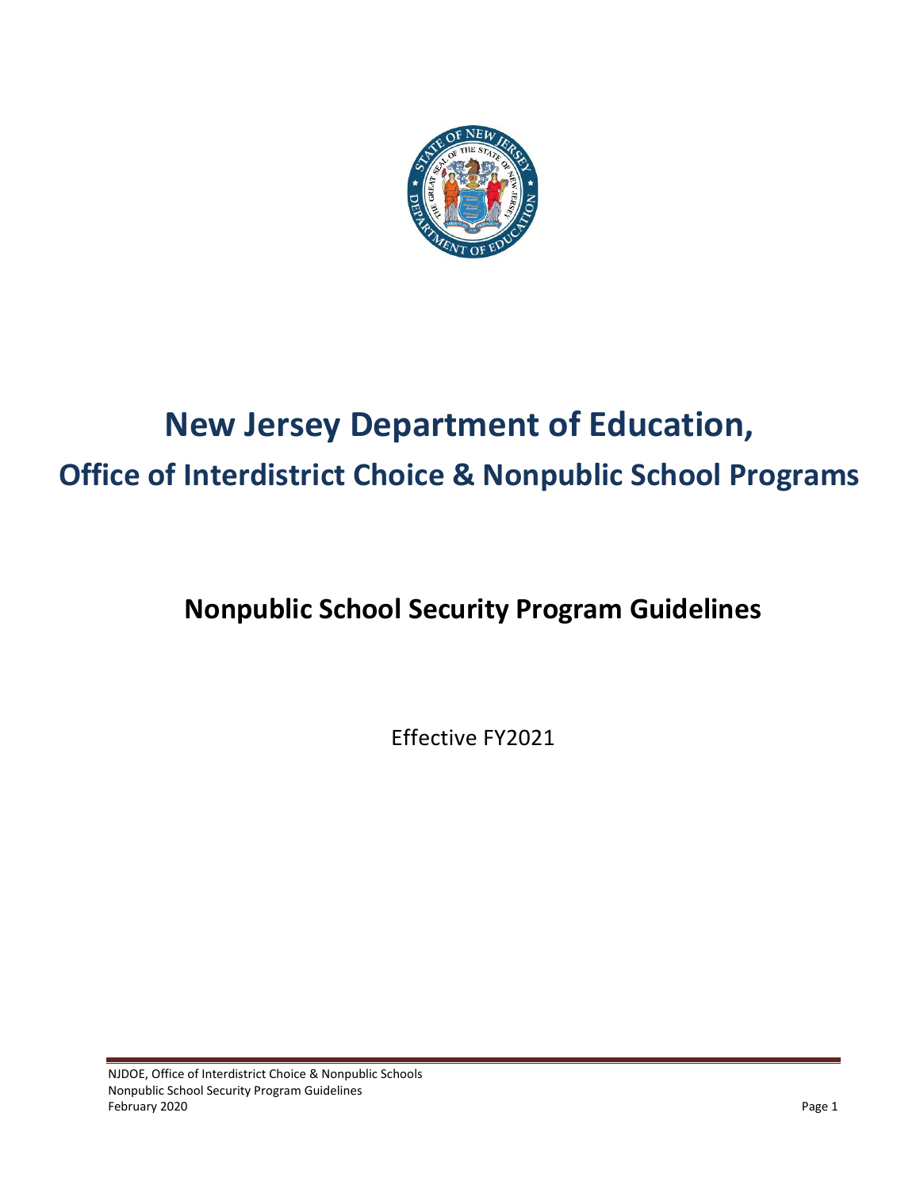# New Jersey Department of Education,

## Office of Interdistrict Choice & Nonpublic School Programs

## Nonpublic School Security Program Guidelines

Effective FY2021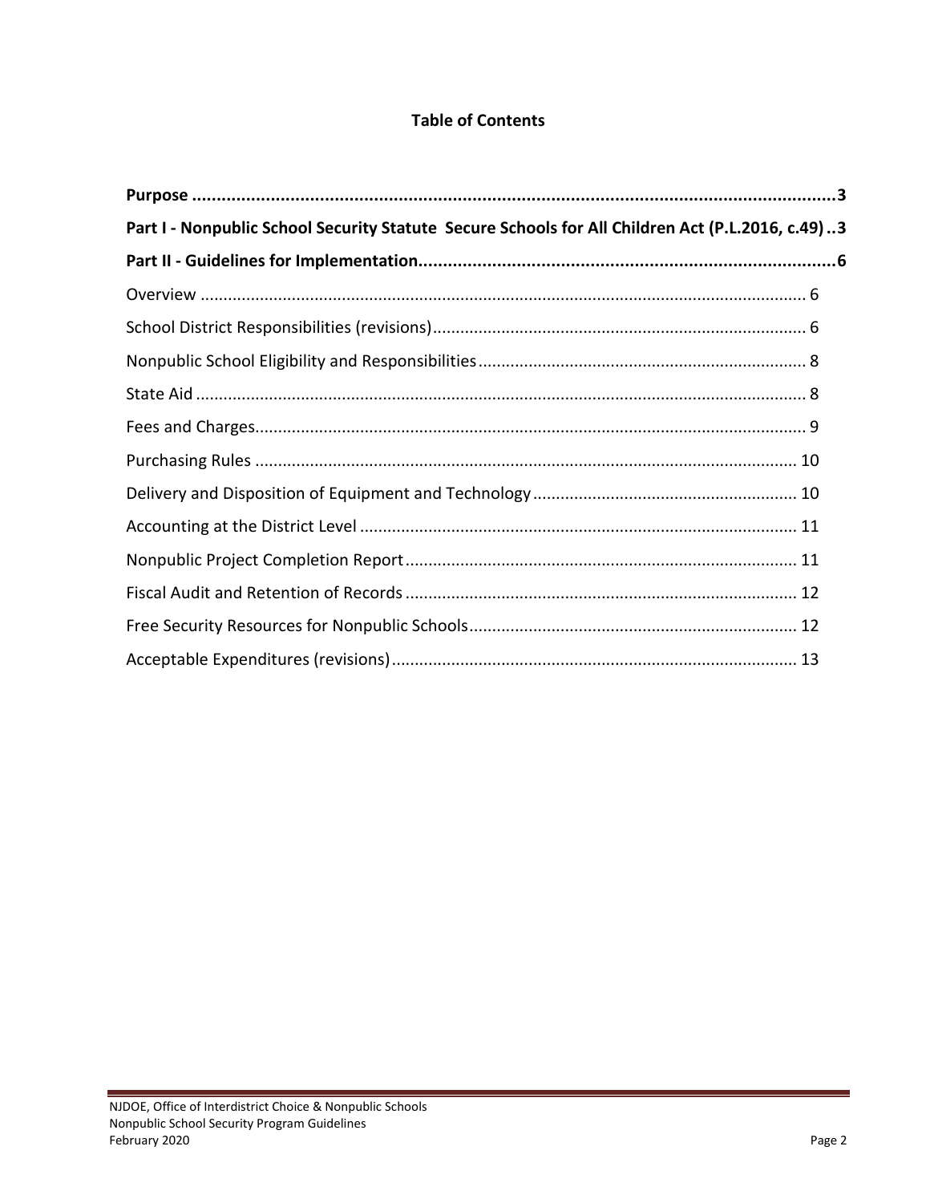# Table of Contents

**Purpose** .......... **3**

**Part I - Nonpublic School Security Statute Secure Schools for All Children Act (P.L.2016, c.49)** .. **3**

**Part II - Guidelines for Implementation** .......... **6**

Overview .......... 6

School District Responsibilities (revisions) .......... 6

Nonpublic School Eligibility and Responsibilities .......... 8

State Aid .......... 8

Fees and Charges .......... 9

Purchasing Rules .......... 10

Delivery and Disposition of Equipment and Technology .......... 10

Accounting at the District Level .......... 11

Nonpublic Project Completion Report .......... 11

Fiscal Audit and Retention of Records .......... 12

Free Security Resources for Nonpublic Schools .......... 12

Acceptable Expenditures (revisions) .......... 13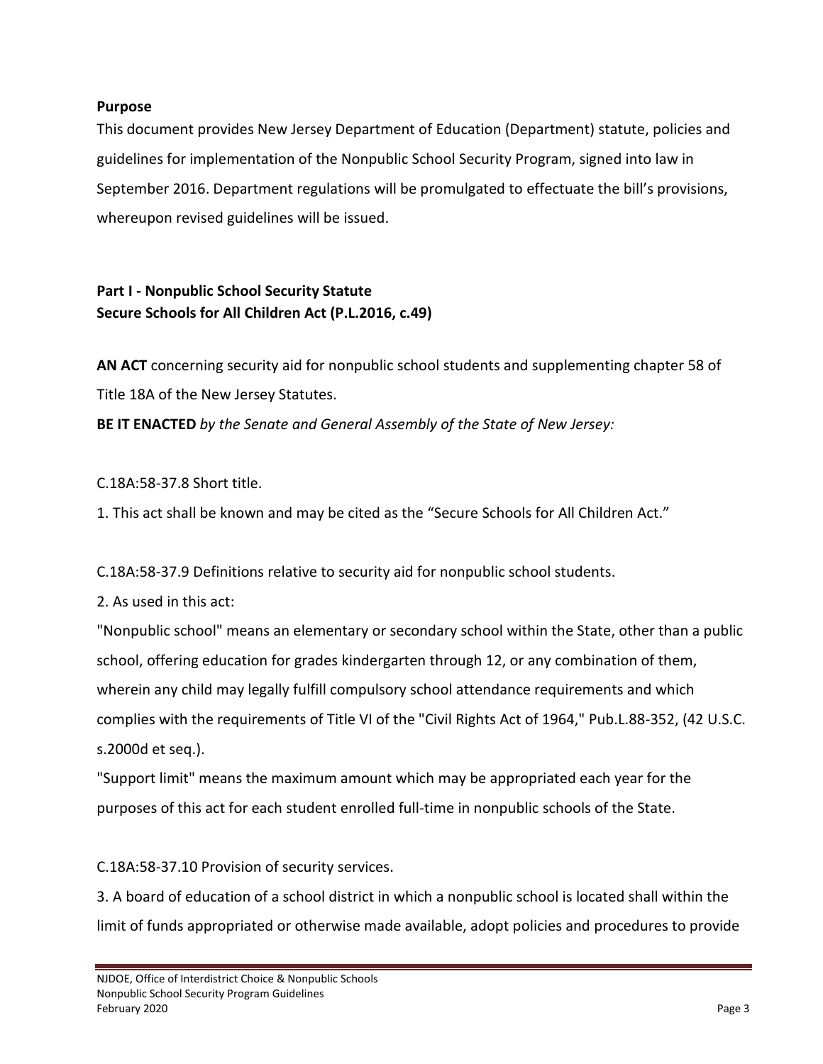**Purpose**

This document provides New Jersey Department of Education (Department) statute, policies and guidelines for implementation of the Nonpublic School Security Program, signed into law in September 2016. Department regulations will be promulgated to effectuate the bill's provisions, whereupon revised guidelines will be issued.

**Part I - Nonpublic School Security Statute**
**Secure Schools for All Children Act (P.L.2016, c.49)**

**AN ACT** concerning security aid for nonpublic school students and supplementing chapter 58 of Title 18A of the New Jersey Statutes.

**BE IT ENACTED** *by the Senate and General Assembly of the State of New Jersey:*

C.18A:58-37.8 Short title.

1. This act shall be known and may be cited as the "Secure Schools for All Children Act."

C.18A:58-37.9 Definitions relative to security aid for nonpublic school students.

2. As used in this act:

"Nonpublic school" means an elementary or secondary school within the State, other than a public school, offering education for grades kindergarten through 12, or any combination of them, wherein any child may legally fulfill compulsory school attendance requirements and which complies with the requirements of Title VI of the "Civil Rights Act of 1964," Pub.L.88-352, (42 U.S.C. s.2000d et seq.).

"Support limit" means the maximum amount which may be appropriated each year for the purposes of this act for each student enrolled full-time in nonpublic schools of the State.

C.18A:58-37.10 Provision of security services.

3. A board of education of a school district in which a nonpublic school is located shall within the limit of funds appropriated or otherwise made available, adopt policies and procedures to provide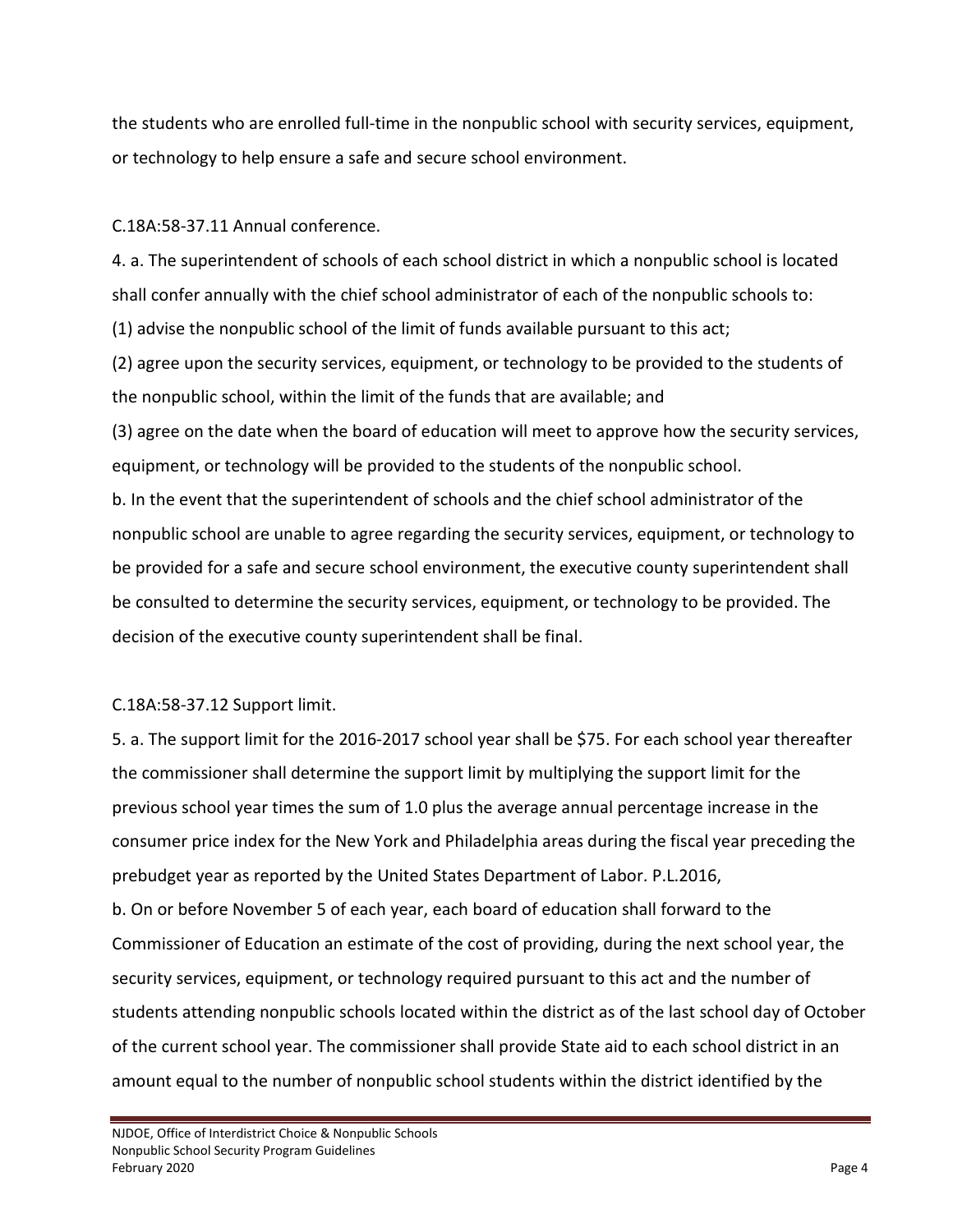the students who are enrolled full-time in the nonpublic school with security services, equipment, or technology to help ensure a safe and secure school environment.

C.18A:58-37.11 Annual conference.

4. a. The superintendent of schools of each school district in which a nonpublic school is located shall confer annually with the chief school administrator of each of the nonpublic schools to:

(1) advise the nonpublic school of the limit of funds available pursuant to this act;

(2) agree upon the security services, equipment, or technology to be provided to the students of the nonpublic school, within the limit of the funds that are available; and

(3) agree on the date when the board of education will meet to approve how the security services, equipment, or technology will be provided to the students of the nonpublic school.

b. In the event that the superintendent of schools and the chief school administrator of the nonpublic school are unable to agree regarding the security services, equipment, or technology to be provided for a safe and secure school environment, the executive county superintendent shall be consulted to determine the security services, equipment, or technology to be provided. The decision of the executive county superintendent shall be final.

C.18A:58-37.12 Support limit.

5. a. The support limit for the 2016-2017 school year shall be $75. For each school year thereafter the commissioner shall determine the support limit by multiplying the support limit for the previous school year times the sum of 1.0 plus the average annual percentage increase in the consumer price index for the New York and Philadelphia areas during the fiscal year preceding the prebudget year as reported by the United States Department of Labor. P.L.2016,

b. On or before November 5 of each year, each board of education shall forward to the Commissioner of Education an estimate of the cost of providing, during the next school year, the security services, equipment, or technology required pursuant to this act and the number of students attending nonpublic schools located within the district as of the last school day of October of the current school year. The commissioner shall provide State aid to each school district in an amount equal to the number of nonpublic school students within the district identified by the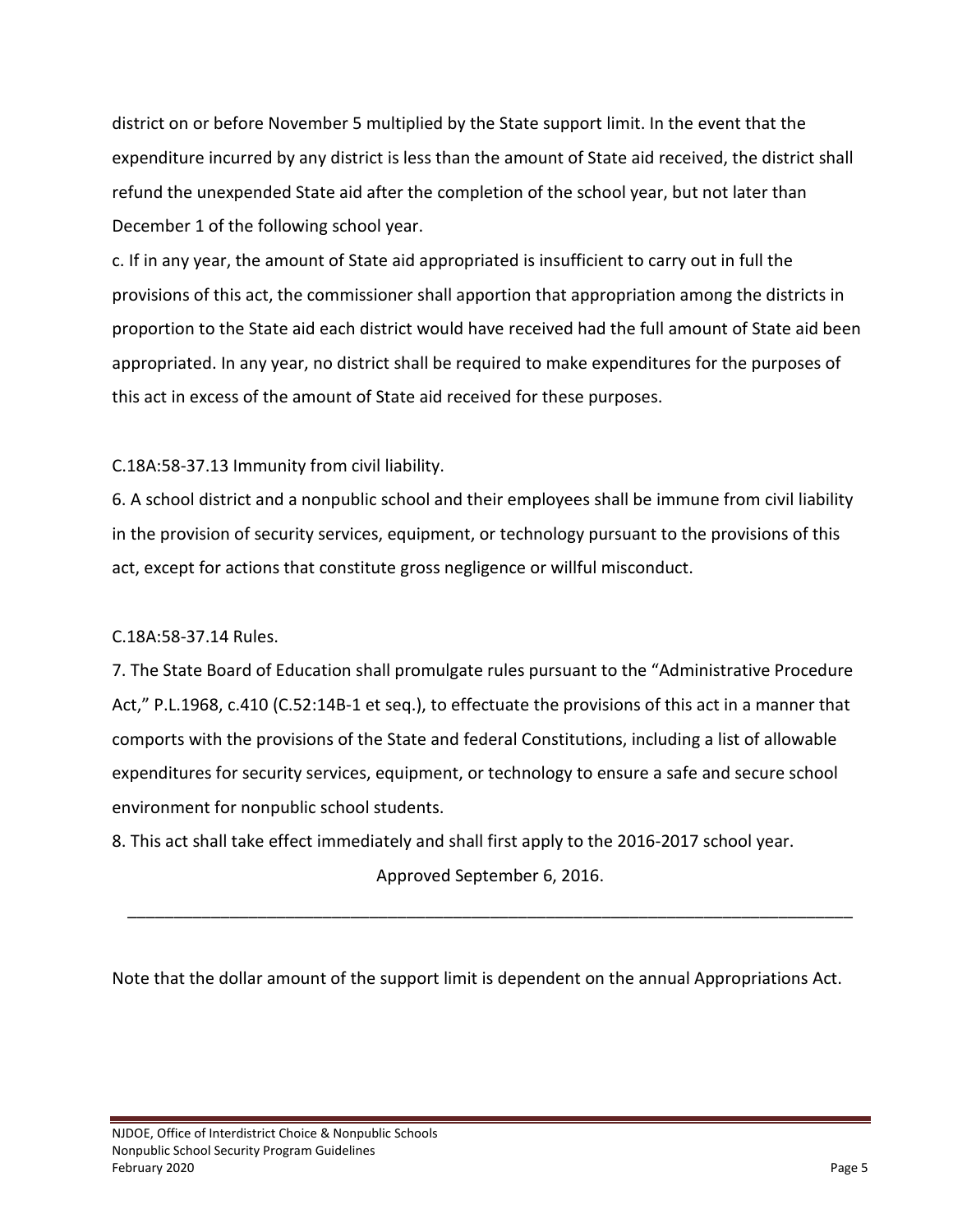district on or before November 5 multiplied by the State support limit. In the event that the expenditure incurred by any district is less than the amount of State aid received, the district shall refund the unexpended State aid after the completion of the school year, but not later than December 1 of the following school year.

c. If in any year, the amount of State aid appropriated is insufficient to carry out in full the provisions of this act, the commissioner shall apportion that appropriation among the districts in proportion to the State aid each district would have received had the full amount of State aid been appropriated. In any year, no district shall be required to make expenditures for the purposes of this act in excess of the amount of State aid received for these purposes.

C.18A:58-37.13 Immunity from civil liability.

6. A school district and a nonpublic school and their employees shall be immune from civil liability in the provision of security services, equipment, or technology pursuant to the provisions of this act, except for actions that constitute gross negligence or willful misconduct.

C.18A:58-37.14 Rules.

7. The State Board of Education shall promulgate rules pursuant to the "Administrative Procedure Act," P.L.1968, c.410 (C.52:14B-1 et seq.), to effectuate the provisions of this act in a manner that comports with the provisions of the State and federal Constitutions, including a list of allowable expenditures for security services, equipment, or technology to ensure a safe and secure school environment for nonpublic school students.

8. This act shall take effect immediately and shall first apply to the 2016-2017 school year.

Approved September 6, 2016.

---

Note that the dollar amount of the support limit is dependent on the annual Appropriations Act.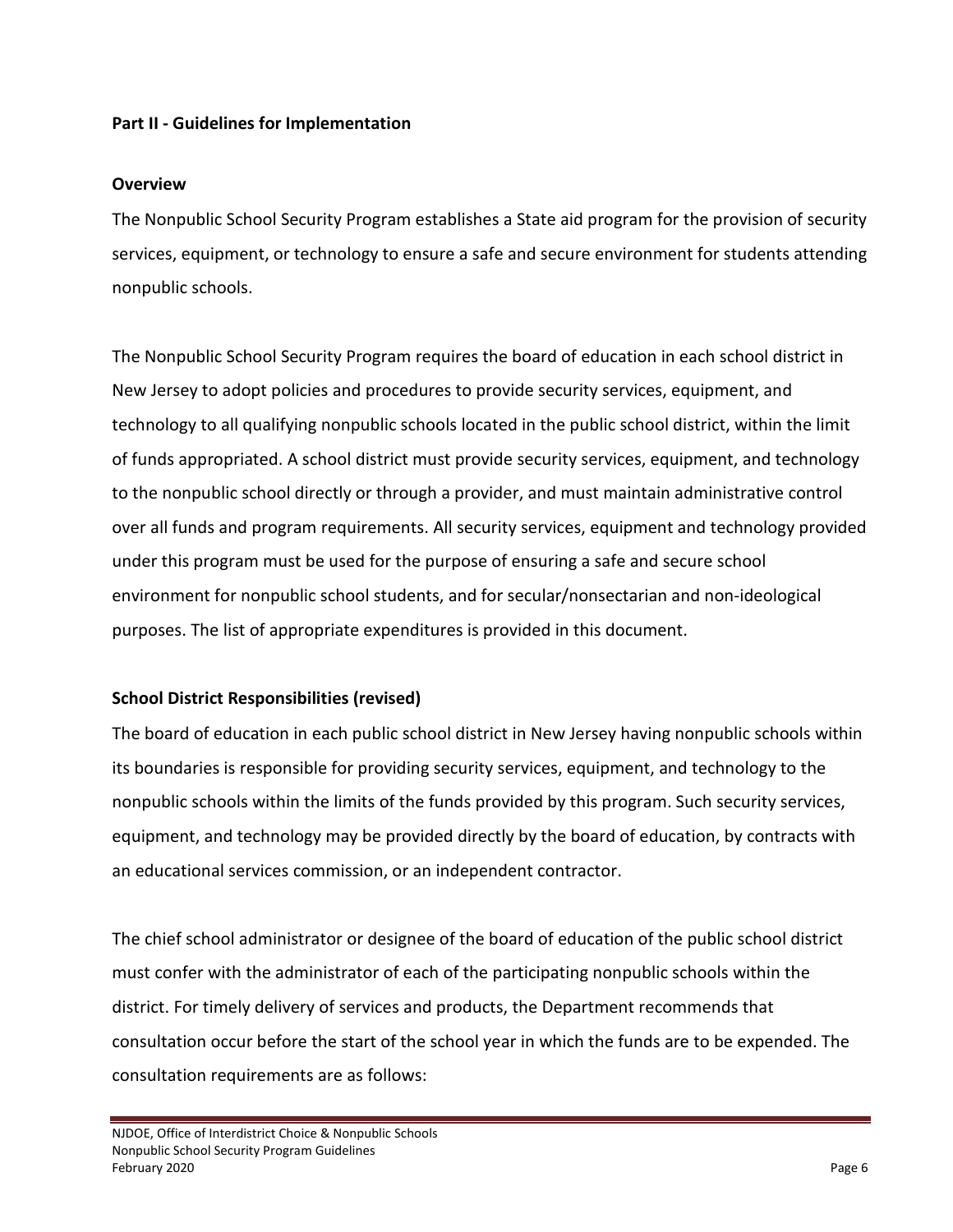**Part II - Guidelines for Implementation**

**Overview**

The Nonpublic School Security Program establishes a State aid program for the provision of security services, equipment, or technology to ensure a safe and secure environment for students attending nonpublic schools.

The Nonpublic School Security Program requires the board of education in each school district in New Jersey to adopt policies and procedures to provide security services, equipment, and technology to all qualifying nonpublic schools located in the public school district, within the limit of funds appropriated. A school district must provide security services, equipment, and technology to the nonpublic school directly or through a provider, and must maintain administrative control over all funds and program requirements. All security services, equipment and technology provided under this program must be used for the purpose of ensuring a safe and secure school environment for nonpublic school students, and for secular/nonsectarian and non-ideological purposes. The list of appropriate expenditures is provided in this document.

**School District Responsibilities (revised)**

The board of education in each public school district in New Jersey having nonpublic schools within its boundaries is responsible for providing security services, equipment, and technology to the nonpublic schools within the limits of the funds provided by this program. Such security services, equipment, and technology may be provided directly by the board of education, by contracts with an educational services commission, or an independent contractor.

The chief school administrator or designee of the board of education of the public school district must confer with the administrator of each of the participating nonpublic schools within the district. For timely delivery of services and products, the Department recommends that consultation occur before the start of the school year in which the funds are to be expended. The consultation requirements are as follows: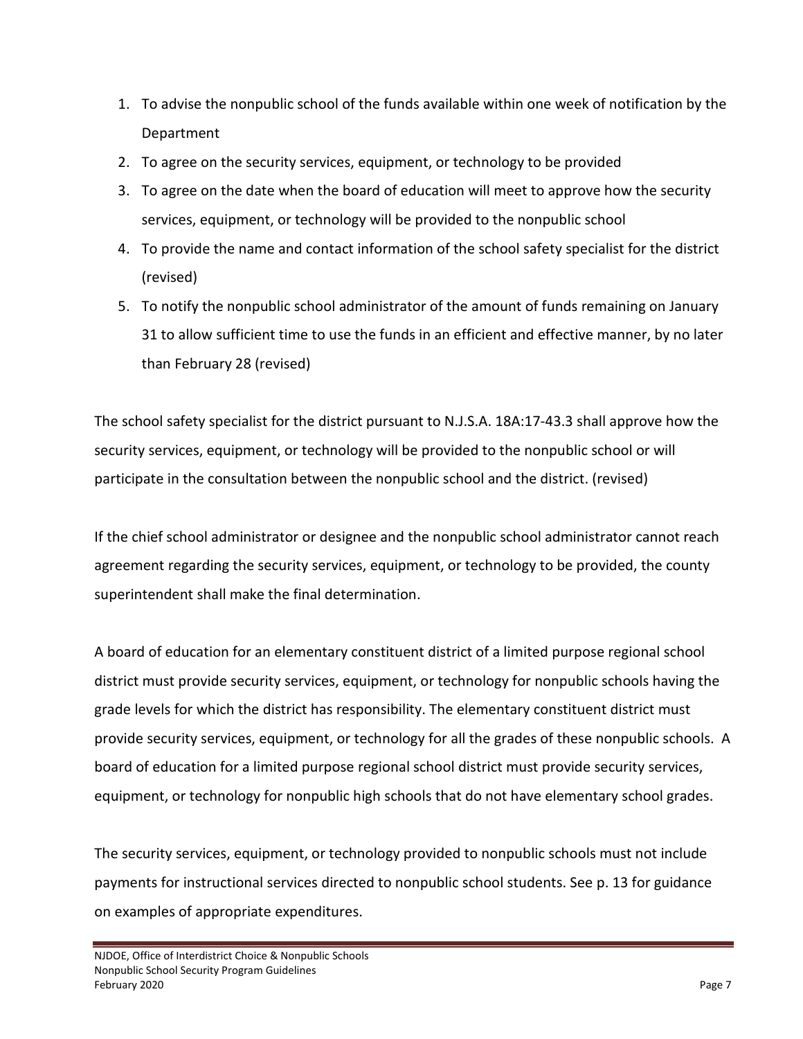1. To advise the nonpublic school of the funds available within one week of notification by the Department
2. To agree on the security services, equipment, or technology to be provided
3. To agree on the date when the board of education will meet to approve how the security services, equipment, or technology will be provided to the nonpublic school
4. To provide the name and contact information of the school safety specialist for the district (revised)
5. To notify the nonpublic school administrator of the amount of funds remaining on January 31 to allow sufficient time to use the funds in an efficient and effective manner, by no later than February 28 (revised)

The school safety specialist for the district pursuant to N.J.S.A. 18A:17-43.3 shall approve how the security services, equipment, or technology will be provided to the nonpublic school or will participate in the consultation between the nonpublic school and the district. (revised)

If the chief school administrator or designee and the nonpublic school administrator cannot reach agreement regarding the security services, equipment, or technology to be provided, the county superintendent shall make the final determination.

A board of education for an elementary constituent district of a limited purpose regional school district must provide security services, equipment, or technology for nonpublic schools having the grade levels for which the district has responsibility. The elementary constituent district must provide security services, equipment, or technology for all the grades of these nonpublic schools. A board of education for a limited purpose regional school district must provide security services, equipment, or technology for nonpublic high schools that do not have elementary school grades.

The security services, equipment, or technology provided to nonpublic schools must not include payments for instructional services directed to nonpublic school students. See p. 13 for guidance on examples of appropriate expenditures.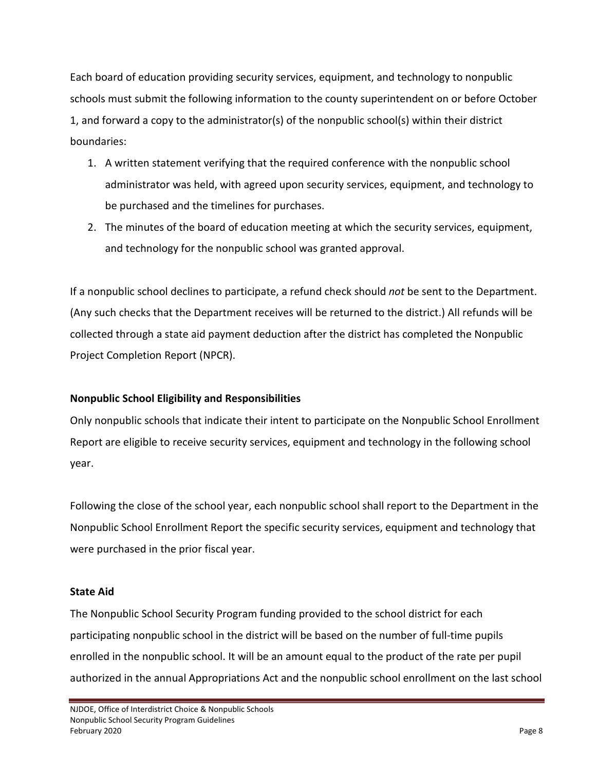Each board of education providing security services, equipment, and technology to nonpublic schools must submit the following information to the county superintendent on or before October 1, and forward a copy to the administrator(s) of the nonpublic school(s) within their district boundaries:

1. A written statement verifying that the required conference with the nonpublic school administrator was held, with agreed upon security services, equipment, and technology to be purchased and the timelines for purchases.
2. The minutes of the board of education meeting at which the security services, equipment, and technology for the nonpublic school was granted approval.

If a nonpublic school declines to participate, a refund check should *not* be sent to the Department. (Any such checks that the Department receives will be returned to the district.) All refunds will be collected through a state aid payment deduction after the district has completed the Nonpublic Project Completion Report (NPCR).

**Nonpublic School Eligibility and Responsibilities**

Only nonpublic schools that indicate their intent to participate on the Nonpublic School Enrollment Report are eligible to receive security services, equipment and technology in the following school year.

Following the close of the school year, each nonpublic school shall report to the Department in the Nonpublic School Enrollment Report the specific security services, equipment and technology that were purchased in the prior fiscal year.

**State Aid**

The Nonpublic School Security Program funding provided to the school district for each participating nonpublic school in the district will be based on the number of full-time pupils enrolled in the nonpublic school. It will be an amount equal to the product of the rate per pupil authorized in the annual Appropriations Act and the nonpublic school enrollment on the last school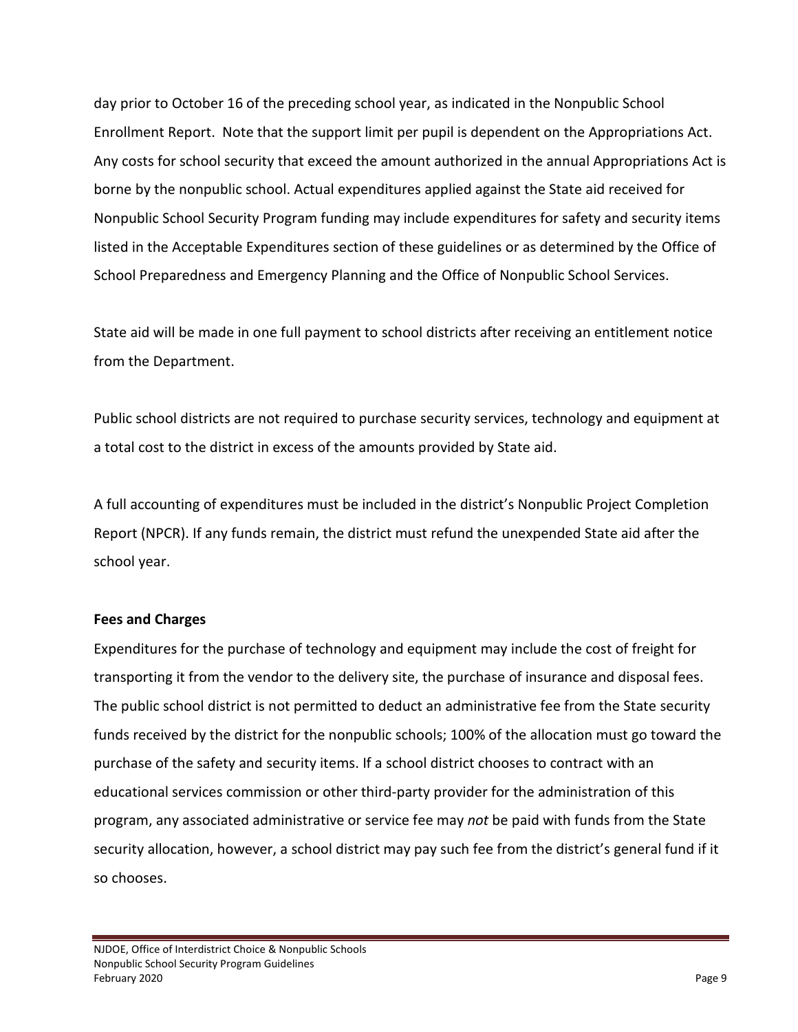day prior to October 16 of the preceding school year, as indicated in the Nonpublic School Enrollment Report. Note that the support limit per pupil is dependent on the Appropriations Act. Any costs for school security that exceed the amount authorized in the annual Appropriations Act is borne by the nonpublic school. Actual expenditures applied against the State aid received for Nonpublic School Security Program funding may include expenditures for safety and security items listed in the Acceptable Expenditures section of these guidelines or as determined by the Office of School Preparedness and Emergency Planning and the Office of Nonpublic School Services.

State aid will be made in one full payment to school districts after receiving an entitlement notice from the Department.

Public school districts are not required to purchase security services, technology and equipment at a total cost to the district in excess of the amounts provided by State aid.

A full accounting of expenditures must be included in the district's Nonpublic Project Completion Report (NPCR). If any funds remain, the district must refund the unexpended State aid after the school year.

**Fees and Charges**

Expenditures for the purchase of technology and equipment may include the cost of freight for transporting it from the vendor to the delivery site, the purchase of insurance and disposal fees. The public school district is not permitted to deduct an administrative fee from the State security funds received by the district for the nonpublic schools; 100% of the allocation must go toward the purchase of the safety and security items. If a school district chooses to contract with an educational services commission or other third-party provider for the administration of this program, any associated administrative or service fee may *not* be paid with funds from the State security allocation, however, a school district may pay such fee from the district's general fund if it so chooses.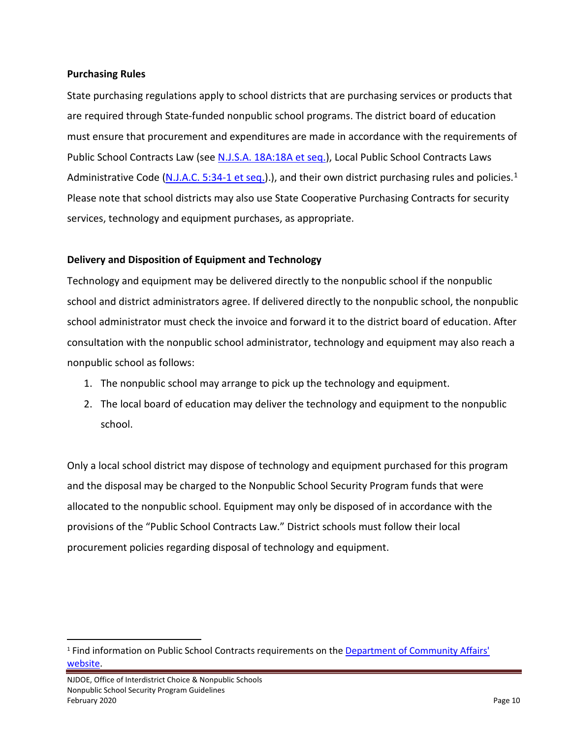### Purchasing Rules

State purchasing regulations apply to school districts that are purchasing services or products that are required through State-funded nonpublic school programs. The district board of education must ensure that procurement and expenditures are made in accordance with the requirements of Public School Contracts Law (see N.J.S.A. 18A:18A et seq.), Local Public School Contracts Laws Administrative Code (N.J.A.C. 5:34-1 et seq.).), and their own district purchasing rules and policies.[1] Please note that school districts may also use State Cooperative Purchasing Contracts for security services, technology and equipment purchases, as appropriate.

### Delivery and Disposition of Equipment and Technology

Technology and equipment may be delivered directly to the nonpublic school if the nonpublic school and district administrators agree. If delivered directly to the nonpublic school, the nonpublic school administrator must check the invoice and forward it to the district board of education. After consultation with the nonpublic school administrator, technology and equipment may also reach a nonpublic school as follows:

1. The nonpublic school may arrange to pick up the technology and equipment.
2. The local board of education may deliver the technology and equipment to the nonpublic school.

Only a local school district may dispose of technology and equipment purchased for this program and the disposal may be charged to the Nonpublic School Security Program funds that were allocated to the nonpublic school. Equipment may only be disposed of in accordance with the provisions of the "Public School Contracts Law." District schools must follow their local procurement policies regarding disposal of technology and equipment.

[1] Find information on Public School Contracts requirements on the Department of Community Affairs' website.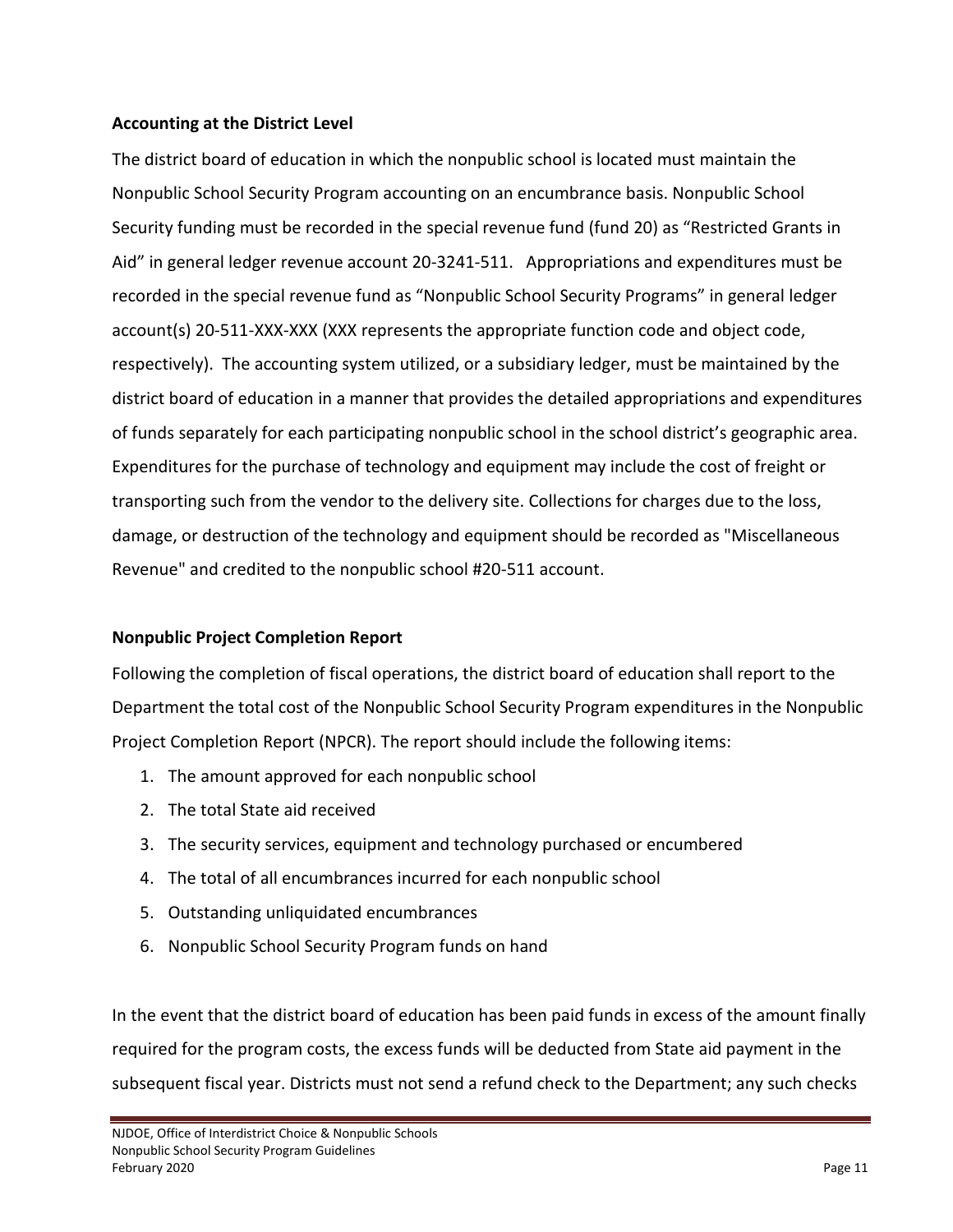**Accounting at the District Level**

The district board of education in which the nonpublic school is located must maintain the Nonpublic School Security Program accounting on an encumbrance basis. Nonpublic School Security funding must be recorded in the special revenue fund (fund 20) as "Restricted Grants in Aid" in general ledger revenue account 20-3241-511. Appropriations and expenditures must be recorded in the special revenue fund as "Nonpublic School Security Programs" in general ledger account(s) 20-511-XXX-XXX (XXX represents the appropriate function code and object code, respectively). The accounting system utilized, or a subsidiary ledger, must be maintained by the district board of education in a manner that provides the detailed appropriations and expenditures of funds separately for each participating nonpublic school in the school district's geographic area. Expenditures for the purchase of technology and equipment may include the cost of freight or transporting such from the vendor to the delivery site. Collections for charges due to the loss, damage, or destruction of the technology and equipment should be recorded as "Miscellaneous Revenue" and credited to the nonpublic school #20-511 account.

**Nonpublic Project Completion Report**

Following the completion of fiscal operations, the district board of education shall report to the Department the total cost of the Nonpublic School Security Program expenditures in the Nonpublic Project Completion Report (NPCR). The report should include the following items:

1. The amount approved for each nonpublic school
2. The total State aid received
3. The security services, equipment and technology purchased or encumbered
4. The total of all encumbrances incurred for each nonpublic school
5. Outstanding unliquidated encumbrances
6. Nonpublic School Security Program funds on hand

In the event that the district board of education has been paid funds in excess of the amount finally required for the program costs, the excess funds will be deducted from State aid payment in the subsequent fiscal year. Districts must not send a refund check to the Department; any such checks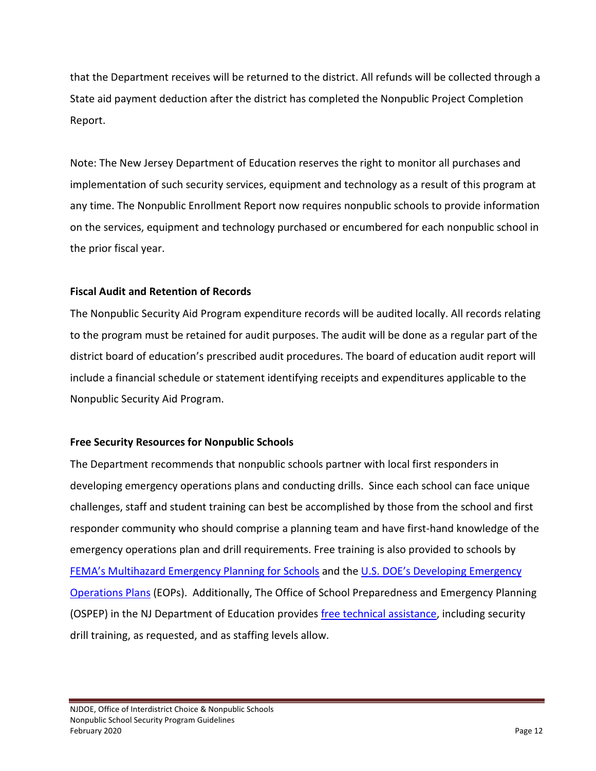that the Department receives will be returned to the district. All refunds will be collected through a State aid payment deduction after the district has completed the Nonpublic Project Completion Report.

Note: The New Jersey Department of Education reserves the right to monitor all purchases and implementation of such security services, equipment and technology as a result of this program at any time. The Nonpublic Enrollment Report now requires nonpublic schools to provide information on the services, equipment and technology purchased or encumbered for each nonpublic school in the prior fiscal year.

**Fiscal Audit and Retention of Records**

The Nonpublic Security Aid Program expenditure records will be audited locally. All records relating to the program must be retained for audit purposes. The audit will be done as a regular part of the district board of education's prescribed audit procedures. The board of education audit report will include a financial schedule or statement identifying receipts and expenditures applicable to the Nonpublic Security Aid Program.

**Free Security Resources for Nonpublic Schools**

The Department recommends that nonpublic schools partner with local first responders in developing emergency operations plans and conducting drills. Since each school can face unique challenges, staff and student training can best be accomplished by those from the school and first responder community who should comprise a planning team and have first-hand knowledge of the emergency operations plan and drill requirements. Free training is also provided to schools by FEMA's Multihazard Emergency Planning for Schools and the U.S. DOE's Developing Emergency Operations Plans (EOPs). Additionally, The Office of School Preparedness and Emergency Planning (OSPEP) in the NJ Department of Education provides free technical assistance, including security drill training, as requested, and as staffing levels allow.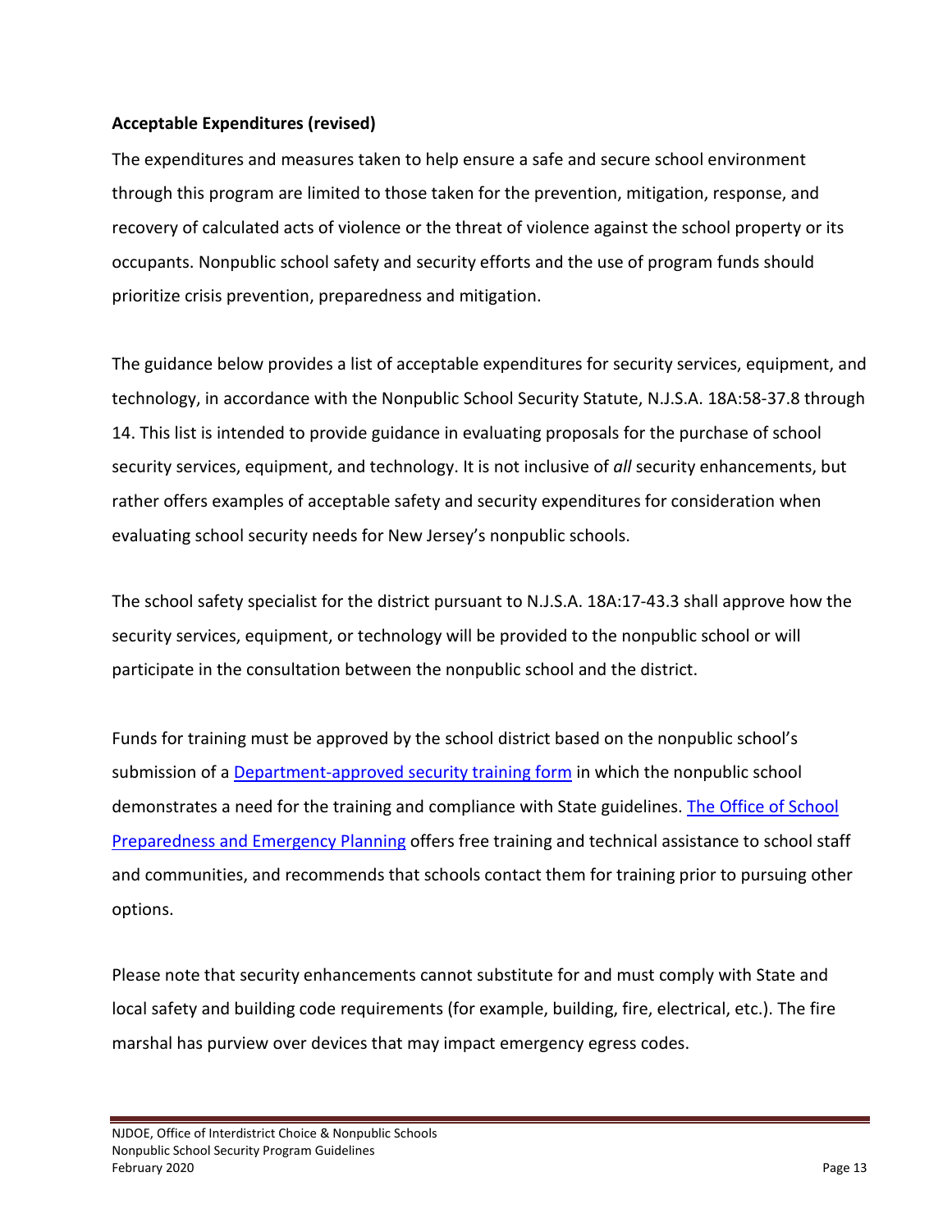**Acceptable Expenditures (revised)**

The expenditures and measures taken to help ensure a safe and secure school environment through this program are limited to those taken for the prevention, mitigation, response, and recovery of calculated acts of violence or the threat of violence against the school property or its occupants. Nonpublic school safety and security efforts and the use of program funds should prioritize crisis prevention, preparedness and mitigation.

The guidance below provides a list of acceptable expenditures for security services, equipment, and technology, in accordance with the Nonpublic School Security Statute, N.J.S.A. 18A:58-37.8 through 14. This list is intended to provide guidance in evaluating proposals for the purchase of school security services, equipment, and technology. It is not inclusive of *all* security enhancements, but rather offers examples of acceptable safety and security expenditures for consideration when evaluating school security needs for New Jersey's nonpublic schools.

The school safety specialist for the district pursuant to N.J.S.A. 18A:17-43.3 shall approve how the security services, equipment, or technology will be provided to the nonpublic school or will participate in the consultation between the nonpublic school and the district.

Funds for training must be approved by the school district based on the nonpublic school's submission of a Department-approved security training form in which the nonpublic school demonstrates a need for the training and compliance with State guidelines. The Office of School Preparedness and Emergency Planning offers free training and technical assistance to school staff and communities, and recommends that schools contact them for training prior to pursuing other options.

Please note that security enhancements cannot substitute for and must comply with State and local safety and building code requirements (for example, building, fire, electrical, etc.). The fire marshal has purview over devices that may impact emergency egress codes.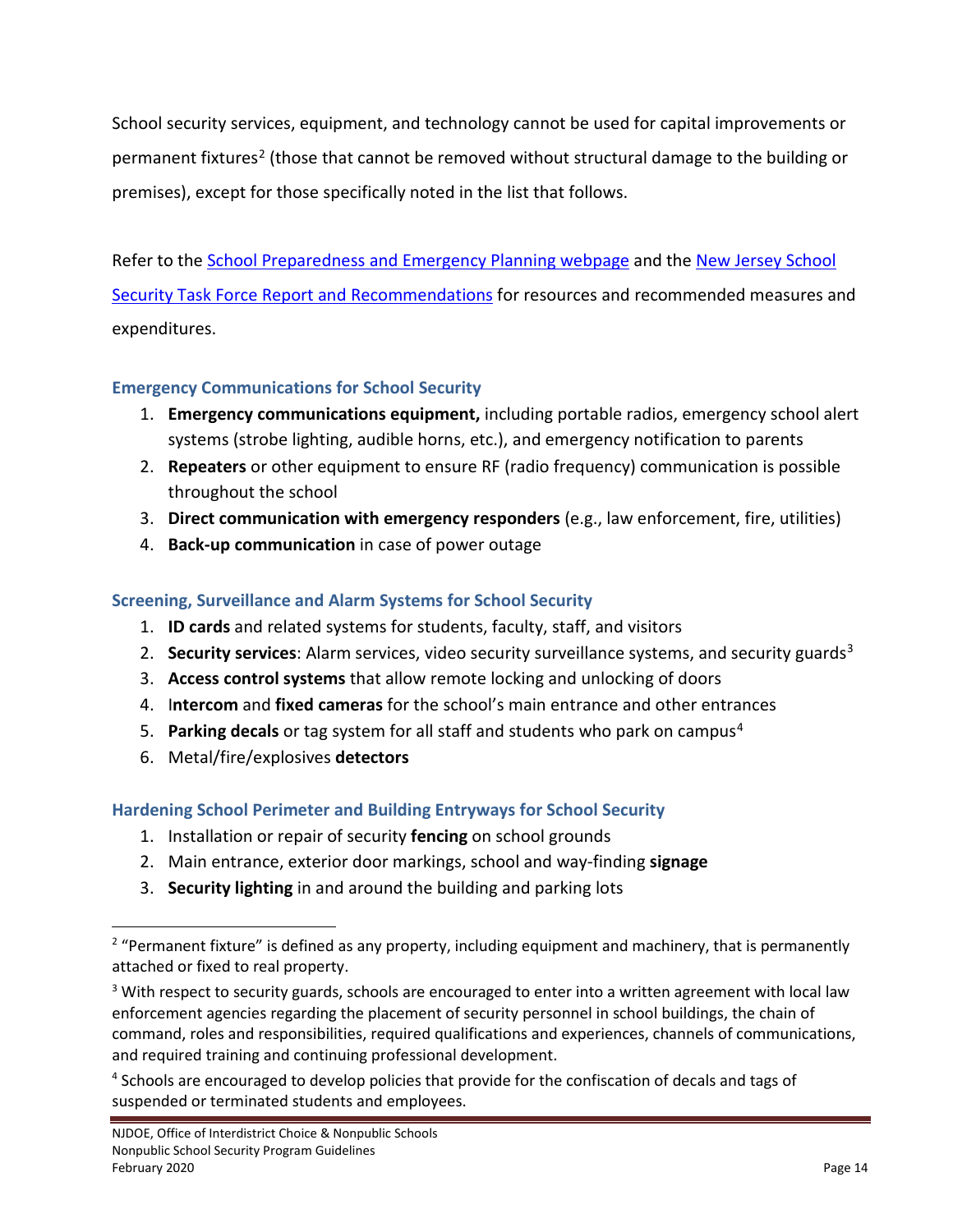School security services, equipment, and technology cannot be used for capital improvements or permanent fixtures[2] (those that cannot be removed without structural damage to the building or premises), except for those specifically noted in the list that follows.

Refer to the [School Preparedness and Emergency Planning webpage]() and the [New Jersey School Security Task Force Report and Recommendations]() for resources and recommended measures and expenditures.

### Emergency Communications for School Security

1. **Emergency communications equipment,** including portable radios, emergency school alert systems (strobe lighting, audible horns, etc.), and emergency notification to parents
2. **Repeaters** or other equipment to ensure RF (radio frequency) communication is possible throughout the school
3. **Direct communication with emergency responders** (e.g., law enforcement, fire, utilities)
4. **Back-up communication** in case of power outage

### Screening, Surveillance and Alarm Systems for School Security

1. **ID cards** and related systems for students, faculty, staff, and visitors
2. **Security services**: Alarm services, video security surveillance systems, and security guards[3]
3. **Access control systems** that allow remote locking and unlocking of doors
4. I**ntercom** and **fixed cameras** for the school's main entrance and other entrances
5. **Parking decals** or tag system for all staff and students who park on campus[4]
6. Metal/fire/explosives **detectors**

### Hardening School Perimeter and Building Entryways for School Security

1. Installation or repair of security **fencing** on school grounds
2. Main entrance, exterior door markings, school and way-finding **signage**
3. **Security lighting** in and around the building and parking lots

---

[2] "Permanent fixture" is defined as any property, including equipment and machinery, that is permanently attached or fixed to real property.

[3] With respect to security guards, schools are encouraged to enter into a written agreement with local law enforcement agencies regarding the placement of security personnel in school buildings, the chain of command, roles and responsibilities, required qualifications and experiences, channels of communications, and required training and continuing professional development.

[4] Schools are encouraged to develop policies that provide for the confiscation of decals and tags of suspended or terminated students and employees.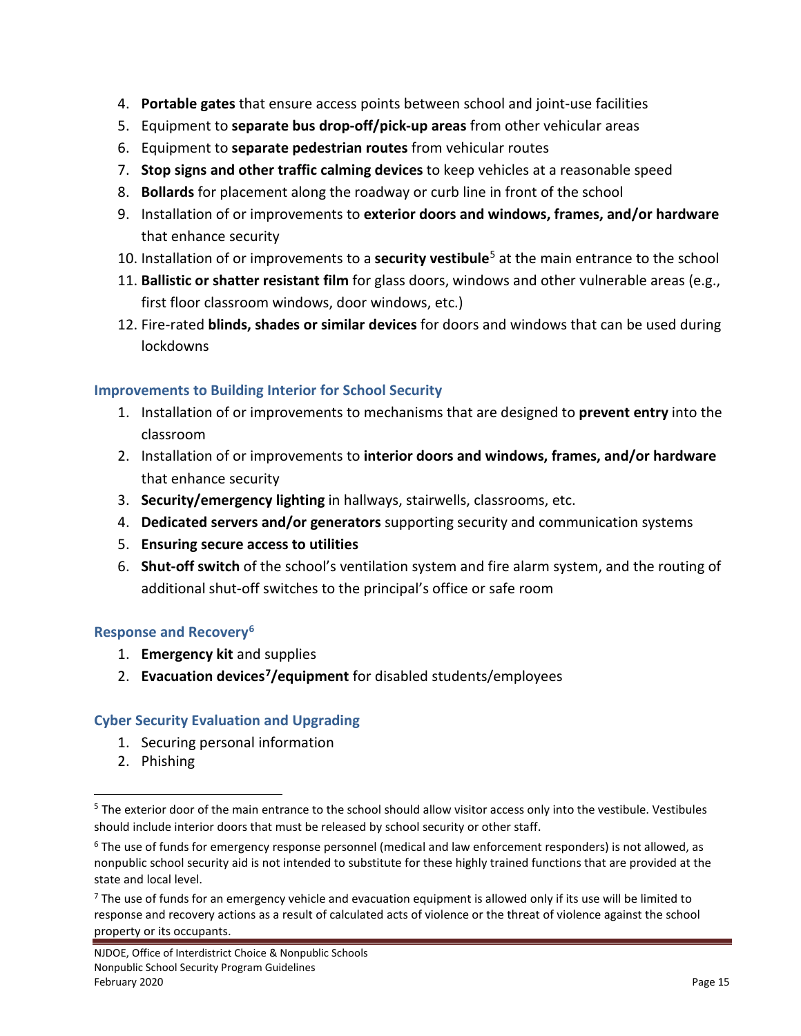4. **Portable gates** that ensure access points between school and joint-use facilities
5. Equipment to **separate bus drop-off/pick-up areas** from other vehicular areas
6. Equipment to **separate pedestrian routes** from vehicular routes
7. **Stop signs and other traffic calming devices** to keep vehicles at a reasonable speed
8. **Bollards** for placement along the roadway or curb line in front of the school
9. Installation of or improvements to **exterior doors and windows, frames, and/or hardware** that enhance security
10. Installation of or improvements to a **security vestibule**[5] at the main entrance to the school
11. **Ballistic or shatter resistant film** for glass doors, windows and other vulnerable areas (e.g., first floor classroom windows, door windows, etc.)
12. Fire-rated **blinds, shades or similar devices** for doors and windows that can be used during lockdowns

### Improvements to Building Interior for School Security

1. Installation of or improvements to mechanisms that are designed to **prevent entry** into the classroom
2. Installation of or improvements to **interior doors and windows, frames, and/or hardware** that enhance security
3. **Security/emergency lighting** in hallways, stairwells, classrooms, etc.
4. **Dedicated servers and/or generators** supporting security and communication systems
5. **Ensuring secure access to utilities**
6. **Shut-off switch** of the school's ventilation system and fire alarm system, and the routing of additional shut-off switches to the principal's office or safe room

### Response and Recovery[6]

1. **Emergency kit** and supplies
2. **Evacuation devices[7]/equipment** for disabled students/employees

### Cyber Security Evaluation and Upgrading

1. Securing personal information
2. Phishing

---

[5] The exterior door of the main entrance to the school should allow visitor access only into the vestibule. Vestibules should include interior doors that must be released by school security or other staff.

[6] The use of funds for emergency response personnel (medical and law enforcement responders) is not allowed, as nonpublic school security aid is not intended to substitute for these highly trained functions that are provided at the state and local level.

[7] The use of funds for an emergency vehicle and evacuation equipment is allowed only if its use will be limited to response and recovery actions as a result of calculated acts of violence or the threat of violence against the school property or its occupants.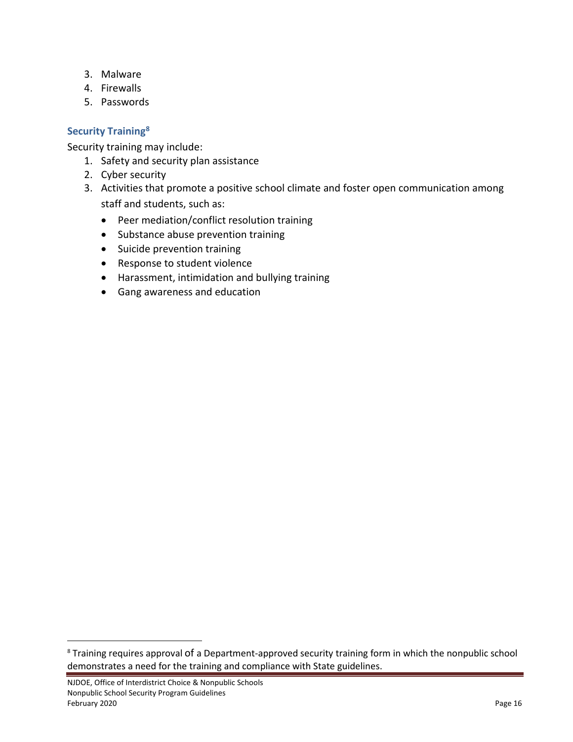3. Malware
4. Firewalls
5. Passwords

### Security Training[8]

Security training may include:

1. Safety and security plan assistance
2. Cyber security
3. Activities that promote a positive school climate and foster open communication among staff and students, such as:
    - Peer mediation/conflict resolution training
    - Substance abuse prevention training
    - Suicide prevention training
    - Response to student violence
    - Harassment, intimidation and bullying training
    - Gang awareness and education

---

[8] Training requires approval of a Department-approved security training form in which the nonpublic school demonstrates a need for the training and compliance with State guidelines.